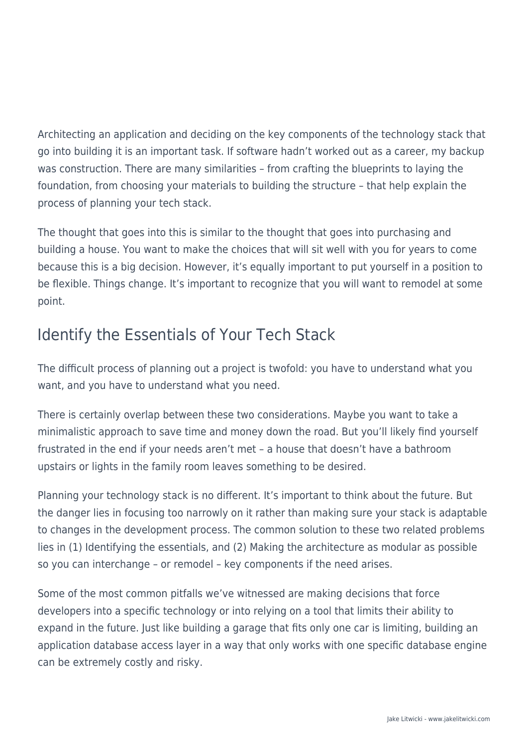Architecting an application and deciding on the key components of the technology stack that go into building it is an important task. If software hadn't worked out as a career, my backup was construction. There are many similarities – from crafting the blueprints to laying the foundation, from choosing your materials to building the structure – that help explain the process of planning your tech stack.

The thought that goes into this is similar to the thought that goes into purchasing and building a house. You want to make the choices that will sit well with you for years to come because this is a big decision. However, it's equally important to put yourself in a position to be flexible. Things change. It's important to recognize that you will want to remodel at some point.

## Identify the Essentials of Your Tech Stack

The difficult process of planning out a project is twofold: you have to understand what you want, and you have to understand what you need.

There is certainly overlap between these two considerations. Maybe you want to take a minimalistic approach to save time and money down the road. But you'll likely find yourself frustrated in the end if your needs aren't met – a house that doesn't have a bathroom upstairs or lights in the family room leaves something to be desired.

Planning your technology stack is no different. It's important to think about the future. But the danger lies in focusing too narrowly on it rather than making sure your stack is adaptable to changes in the development process. The common solution to these two related problems lies in (1) Identifying the essentials, and (2) Making the architecture as modular as possible so you can interchange – or remodel – key components if the need arises.

Some of the most common pitfalls we've witnessed are making decisions that force developers into a specific technology or into relying on a tool that limits their ability to expand in the future. Just like building a garage that fits only one car is limiting, building an application database access layer in a way that only works with one specific database engine can be extremely costly and risky.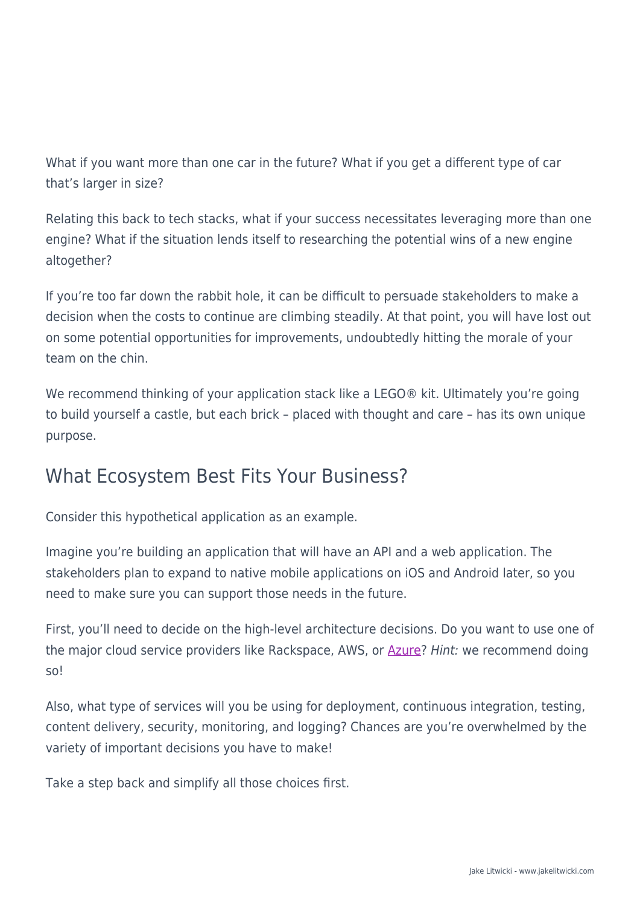What if you want more than one car in the future? What if you get a different type of car that's larger in size?

Relating this back to tech stacks, what if your success necessitates leveraging more than one engine? What if the situation lends itself to researching the potential wins of a new engine altogether?

If you're too far down the rabbit hole, it can be difficult to persuade stakeholders to make a decision when the costs to continue are climbing steadily. At that point, you will have lost out on some potential opportunities for improvements, undoubtedly hitting the morale of your team on the chin.

We recommend thinking of your application stack like a LEGO® kit. Ultimately you're going to build yourself a castle, but each brick – placed with thought and care – has its own unique purpose.

## What Ecosystem Best Fits Your Business?

Consider this hypothetical application as an example.

Imagine you're building an application that will have an API and a web application. The stakeholders plan to expand to native mobile applications on iOS and Android later, so you need to make sure you can support those needs in the future.

First, you'll need to decide on the high-level architecture decisions. Do you want to use one of the major cloud service providers like Rackspace, AWS, or Azure? *Hint:* we recommend doing so!

Also, what type of services will you be using for deployment, continuous integration, testing, content delivery, security, monitoring, and logging? Chances are you're overwhelmed by the variety of important decisions you have to make!

Take a step back and simplify all those choices first.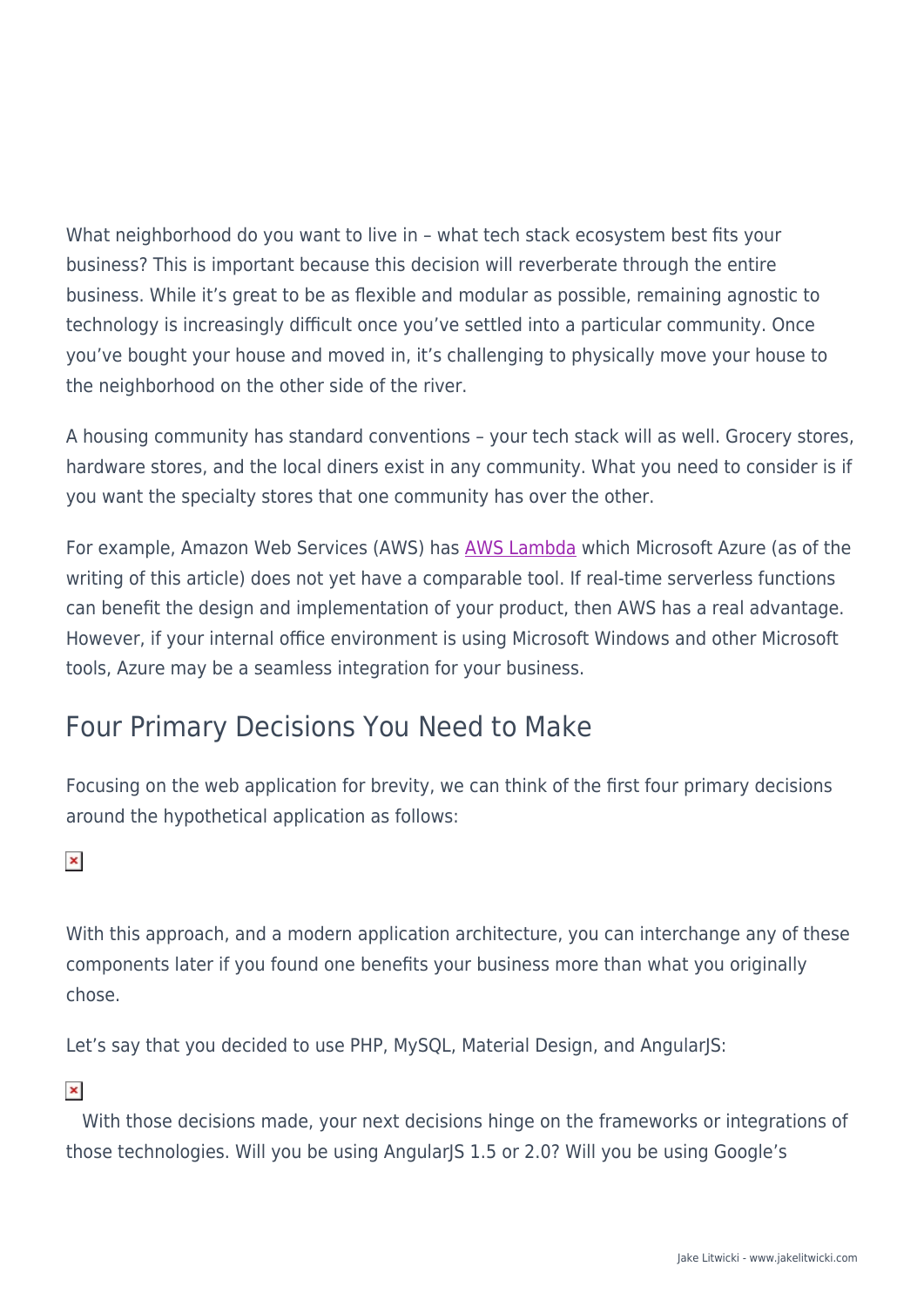What neighborhood do you want to live in – what tech stack ecosystem best fits your business? This is important because this decision will reverberate through the entire business. While it's great to be as flexible and modular as possible, remaining agnostic to technology is increasingly difficult once you've settled into a particular community. Once you've bought your house and moved in, it's challenging to physically move your house to the neighborhood on the other side of the river.

A housing community has standard conventions – your tech stack will as well. Grocery stores, hardware stores, and the local diners exist in any community. What you need to consider is if you want the specialty stores that one community has over the other.

For example, Amazon Web Services (AWS) has [AWS Lambda](#) which Microsoft Azure (as of the writing of this article) does not yet have a comparable tool. If real-time serverless functions can benefit the design and implementation of your product, then AWS has a real advantage. However, if your internal office environment is using Microsoft Windows and other Microsoft tools, Azure may be a seamless integration for your business.

## Four Primary Decisions You Need to Make

Focusing on the web application for brevity, we can think of the first four primary decisions around the hypothetical application as follows:

With this approach, and a modern application architecture, you can interchange any of these components later if you found one benefits your business more than what you originally chose.

Let's say that you decided to use PHP, MySQL, Material Design, and AngularJS:

With those decisions made, your next decisions hinge on the frameworks or integrations of those technologies. Will you be using AngularJS 1.5 or 2.0? Will you be using Google's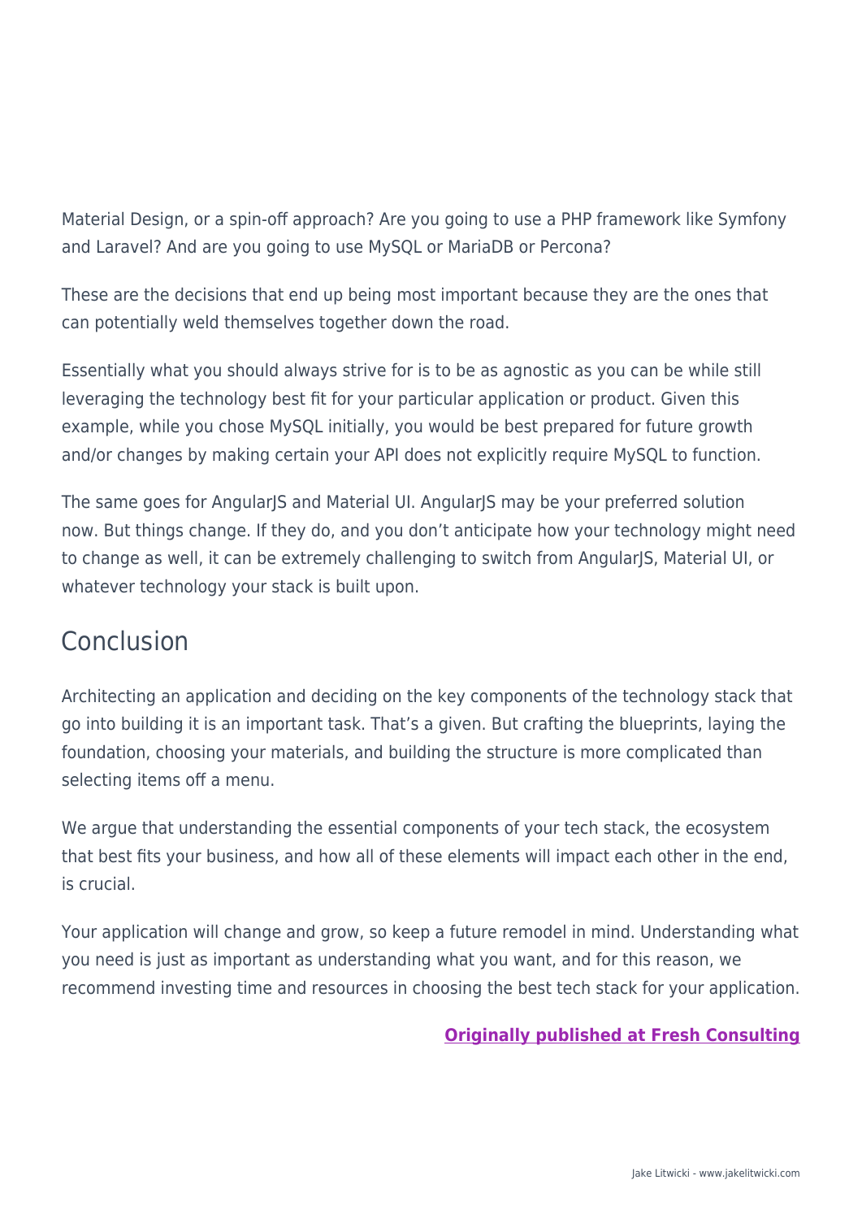Material Design, or a spin-off approach? Are you going to use a PHP framework like Symfony and Laravel? And are you going to use MySQL or MariaDB or Percona?

These are the decisions that end up being most important because they are the ones that can potentially weld themselves together down the road.

Essentially what you should always strive for is to be as agnostic as you can be while still leveraging the technology best fit for your particular application or product. Given this example, while you chose MySQL initially, you would be best prepared for future growth and/or changes by making certain your API does not explicitly require MySQL to function.

The same goes for AngularJS and Material UI. AngularJS may be your preferred solution now. But things change. If they do, and you don't anticipate how your technology might need to change as well, it can be extremely challenging to switch from AngularJS, Material UI, or whatever technology your stack is built upon.

## Conclusion

Architecting an application and deciding on the key components of the technology stack that go into building it is an important task. That's a given. But crafting the blueprints, laying the foundation, choosing your materials, and building the structure is more complicated than selecting items off a menu.

We argue that understanding the essential components of your tech stack, the ecosystem that best fits your business, and how all of these elements will impact each other in the end, is crucial.

Your application will change and grow, so keep a future remodel in mind. Understanding what you need is just as important as understanding what you want, and for this reason, we recommend investing time and resources in choosing the best tech stack for your application.

**Originally published at Fresh Consulting**